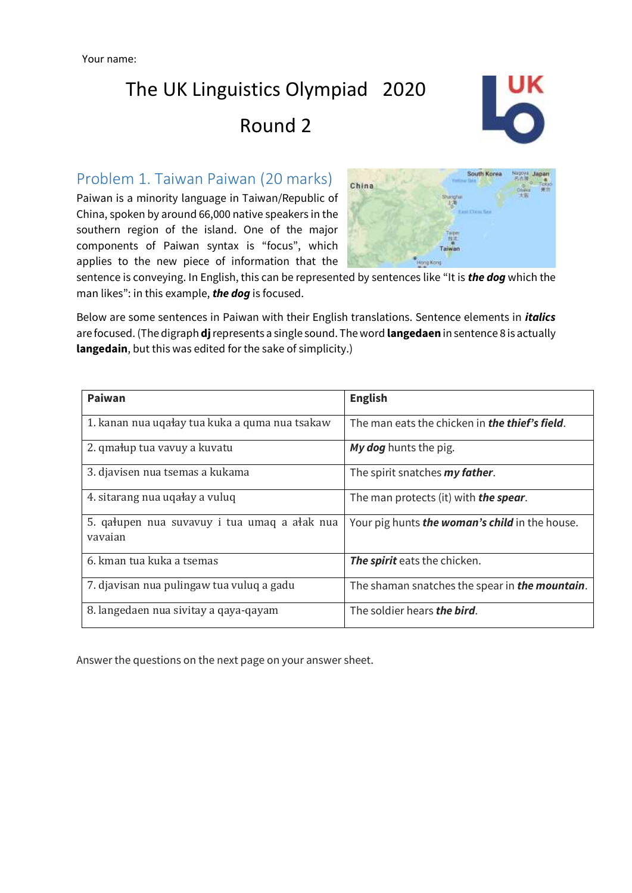Your name:

# The UK Linguistics Olympiad 2020

# Round 2

## Problem 1. Taiwan Paiwan (20 marks)

Paiwan is a minority language in Taiwan/Republic of China, spoken by around 66,000 native speakers in the southern region of the island. One of the major components of Paiwan syntax is "focus", which applies to the new piece of information that the sentence is conveying. In English, this can be represented by sentences like "It is ***the dog*** which the man likes": in this example, ***the dog*** is focused.

Below are some sentences in Paiwan with their English translations. Sentence elements in ***italics*** are focused. (The digraph **dj** represents a single sound. The word **langedaen** in sentence 8 is actually **langedain**, but this was edited for the sake of simplicity.)

| Paiwan | English |
|---|---|
| 1. kanan nua uqałay tua kuka a quma nua tsakaw | The man eats the chicken in ***the thief's field***. |
| 2. qmałup tua vavuy a kuvatu | ***My dog*** hunts the pig. |
| 3. djavisen nua tsemas a kukama | The spirit snatches ***my father***. |
| 4. sitarang nua uqałay a vuluq | The man protects (it) with ***the spear***. |
| 5. qałupen nua suvavuy i tua umaq a ałak nua vavaian | Your pig hunts ***the woman's child*** in the house. |
| 6. kman tua kuka a tsemas | ***The spirit*** eats the chicken. |
| 7. djavisan nua pulingaw tua vuluq a gadu | The shaman snatches the spear in ***the mountain***. |
| 8. langedaen nua sivitay a qaya-qayam | The soldier hears ***the bird***. |

Answer the questions on the next page on your answer sheet.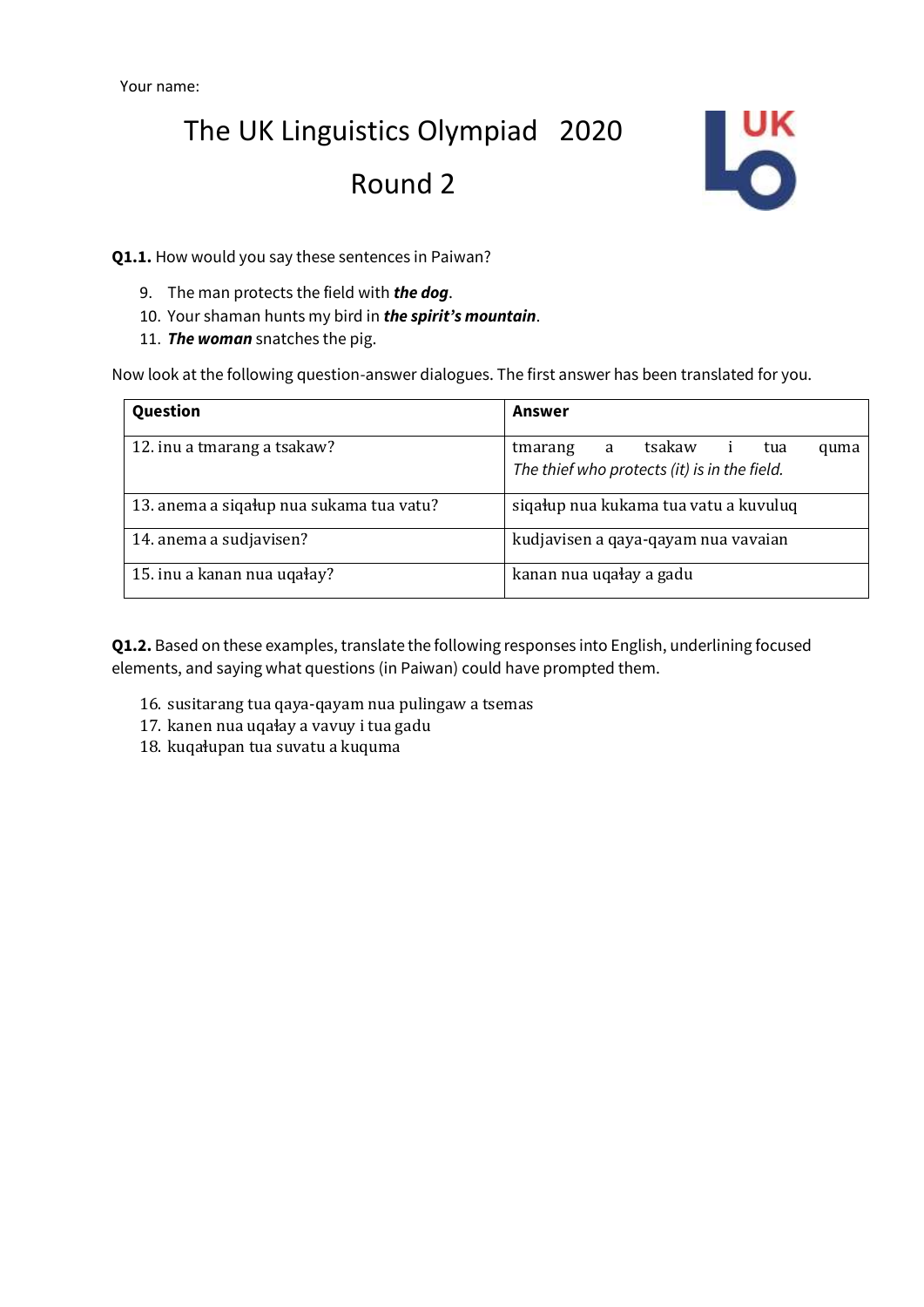Your name:

# The UK Linguistics Olympiad 2020

## Round 2

**Q1.1.** How would you say these sentences in Paiwan?

9. The man protects the field with ***the dog***.
10. Your shaman hunts my bird in ***the spirit's mountain***.
11. ***The woman*** snatches the pig.

Now look at the following question-answer dialogues. The first answer has been translated for you.

| Question | Answer |
|---|---|
| 12. inu a tmarang a tsakaw? | tmarang a tsakaw i tua quma<br>*The thief who protects (it) is in the field.* |
| 13. anema a siqałup nua sukama tua vatu? | siqałup nua kukama tua vatu a kuvuluq |
| 14. anema a sudjavisen? | kudjavisen a qaya-qayam nua vavaian |
| 15. inu a kanan nua uqałay? | kanan nua uqałay a gadu |

**Q1.2.** Based on these examples, translate the following responses into English, underlining focused elements, and saying what questions (in Paiwan) could have prompted them.

16. susitarang tua qaya-qayam nua pulingaw a tsemas
17. kanen nua uqałay a vavuy i tua gadu
18. kuqałupan tua suvatu a kuquma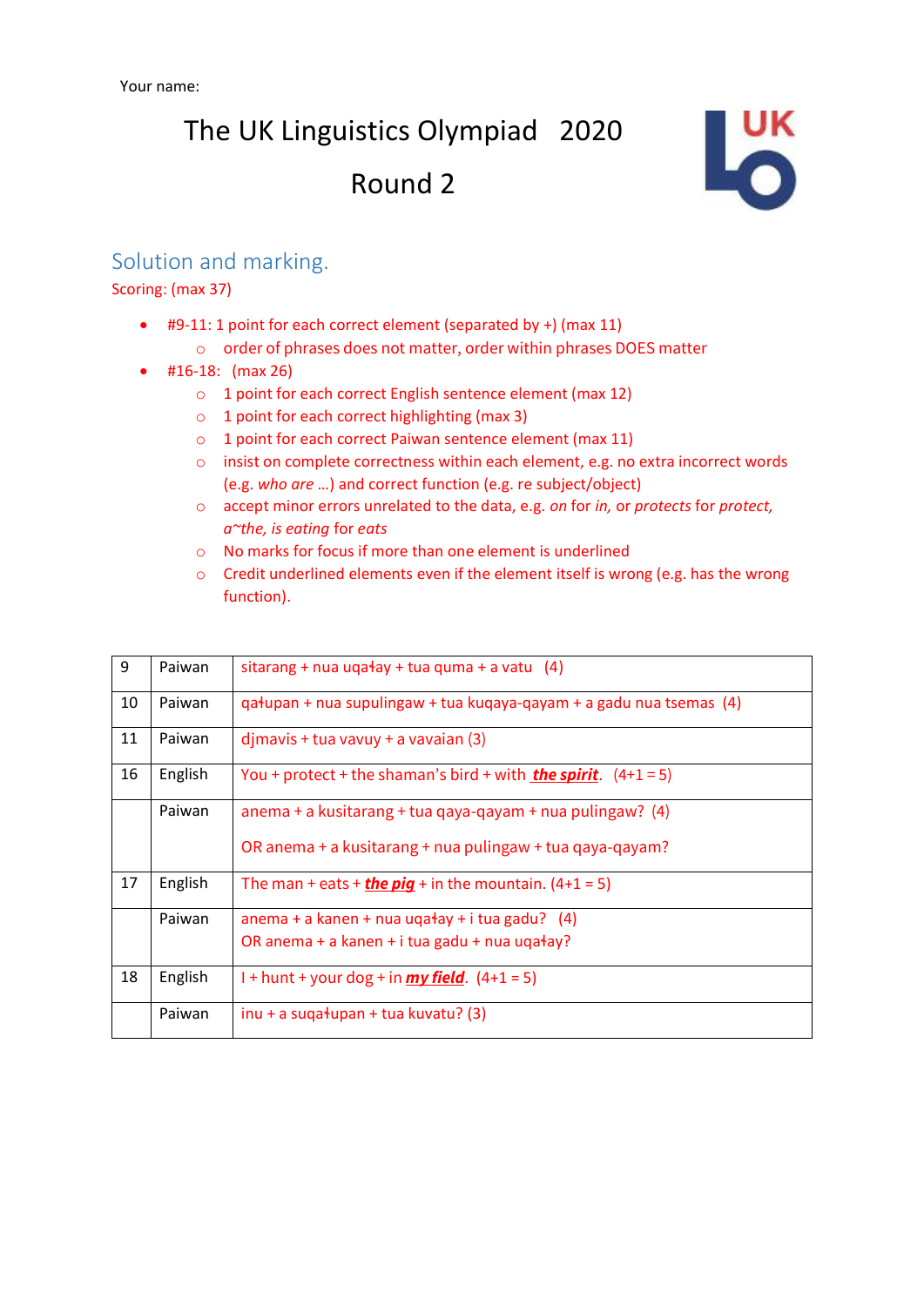Your name:

# The UK Linguistics Olympiad 2020

# Round 2

## Solution and marking.

Scoring: (max 37)

- #9-11: 1 point for each correct element (separated by +) (max 11)
  - order of phrases does not matter, order within phrases DOES matter
- #16-18: (max 26)
  - 1 point for each correct English sentence element (max 12)
  - 1 point for each correct highlighting (max 3)
  - 1 point for each correct Paiwan sentence element (max 11)
  - insist on complete correctness within each element, e.g. no extra incorrect words (e.g. *who are* ...) and correct function (e.g. re subject/object)
  - accept minor errors unrelated to the data, e.g. *on* for *in,* or *protects* for *protect, a~the, is eating* for *eats*
  - No marks for focus if more than one element is underlined
  - Credit underlined elements even if the element itself is wrong (e.g. has the wrong function).

| | | |
|---|---|---|
| 9 | Paiwan | sitarang + nua uqaɬay + tua quma + a vatu (4) |
| 10 | Paiwan | qaɬupan + nua supulingaw + tua kuqaya-qayam + a gadu nua tsemas (4) |
| 11 | Paiwan | djmavis + tua vavuy + a vavaian (3) |
| 16 | English | You + protect + the shaman's bird + with ***the spirit***. (4+1 = 5) |
| | Paiwan | anema + a kusitarang + tua qaya-qayam + nua pulingaw? (4)<br><br>OR anema + a kusitarang + nua pulingaw + tua qaya-qayam? |
| 17 | English | The man + eats + ***the pig*** + in the mountain. (4+1 = 5) |
| | Paiwan | anema + a kanen + nua uqaɬay + i tua gadu? (4)<br>OR anema + a kanen + i tua gadu + nua uqaɬay? |
| 18 | English | I + hunt + your dog + in ***my field***. (4+1 = 5) |
| | Paiwan | inu + a suqaɬupan + tua kuvatu? (3) |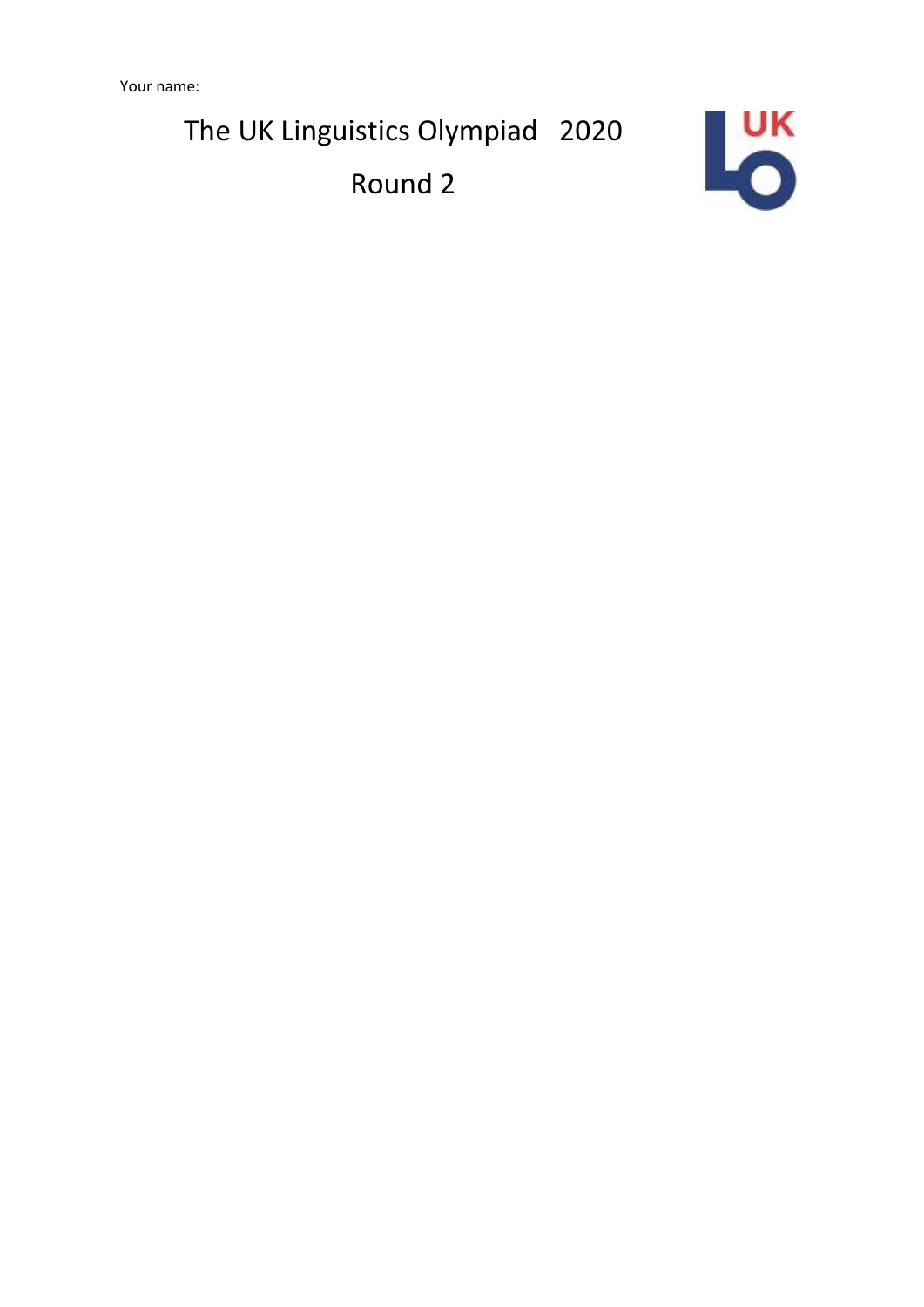Your name:

# The UK Linguistics Olympiad 2020

## Round 2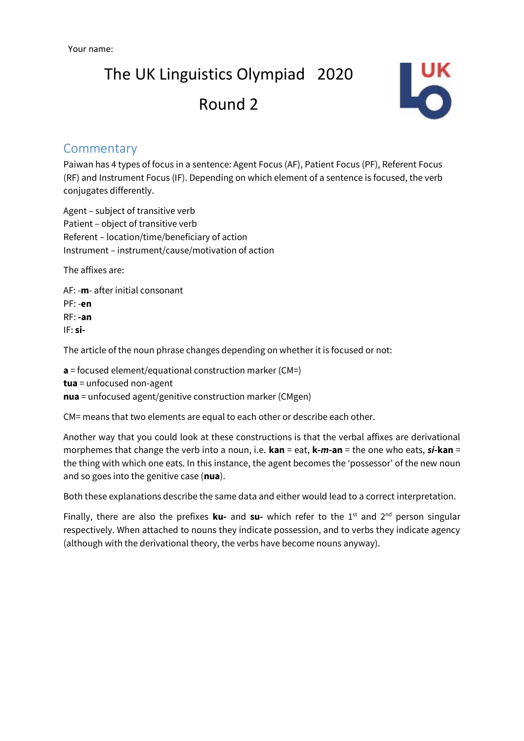Your name:

# The UK Linguistics Olympiad 2020
# Round 2

## Commentary

Paiwan has 4 types of focus in a sentence: Agent Focus (AF), Patient Focus (PF), Referent Focus (RF) and Instrument Focus (IF). Depending on which element of a sentence is focused, the verb conjugates differently.

Agent – subject of transitive verb
Patient – object of transitive verb
Referent – location/time/beneficiary of action
Instrument – instrument/cause/motivation of action

The affixes are:

AF: -**m**- after initial consonant
PF: -**en**
RF: **-an**
IF: **si-**

The article of the noun phrase changes depending on whether it is focused or not:

**a** = focused element/equational construction marker (CM=)
**tua** = unfocused non-agent
**nua** = unfocused agent/genitive construction marker (CMgen)

CM= means that two elements are equal to each other or describe each other.

Another way that you could look at these constructions is that the verbal affixes are derivational morphemes that change the verb into a noun, i.e. **kan** = eat, **k-*m*-an** = the one who eats, ***si*-kan** = the thing with which one eats. In this instance, the agent becomes the 'possessor' of the new noun and so goes into the genitive case (**nua**).

Both these explanations describe the same data and either would lead to a correct interpretation.

Finally, there are also the prefixes **ku-** and **su-** which refer to the 1st and 2nd person singular respectively. When attached to nouns they indicate possession, and to verbs they indicate agency (although with the derivational theory, the verbs have become nouns anyway).